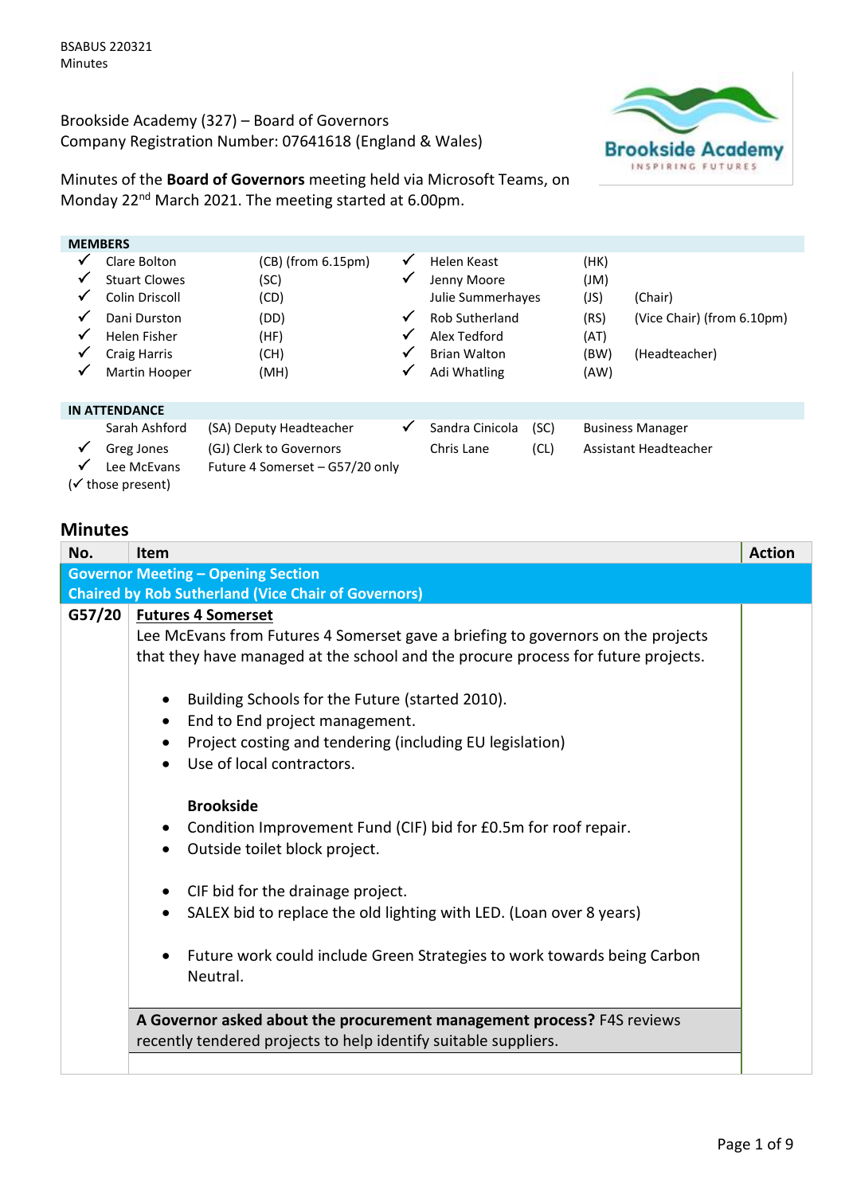BSABUS 220321
Minutes

Brookside Academy (327) – Board of Governors
Company Registration Number: 07641618 (England & Wales)

Minutes of the **Board of Governors** meeting held via Microsoft Teams, on Monday 22nd March 2021. The meeting started at 6.00pm.

**MEMBERS**

| | Name | | | | Name | | |
|---|---|---|---|---|---|---|---|
| ✓ | Clare Bolton | (CB) (from 6.15pm) | | ✓ | Helen Keast | (HK) | |
| ✓ | Stuart Clowes | (SC) | | ✓ | Jenny Moore | (JM) | |
| ✓ | Colin Driscoll | (CD) | | | Julie Summerhayes | (JS) | (Chair) |
| ✓ | Dani Durston | (DD) | | ✓ | Rob Sutherland | (RS) | (Vice Chair) (from 6.10pm) |
| ✓ | Helen Fisher | (HF) | | ✓ | Alex Tedford | (AT) | |
| ✓ | Craig Harris | (CH) | | ✓ | Brian Walton | (BW) | (Headteacher) |
| ✓ | Martin Hooper | (MH) | | ✓ | Adi Whatling | (AW) | |

**IN ATTENDANCE**

| | Name | Role | | Name | | Role |
|---|---|---|---|---|---|---|
| | Sarah Ashford | (SA) Deputy Headteacher | ✓ | Sandra Cinicola | (SC) | Business Manager |
| ✓ | Greg Jones | (GJ) Clerk to Governors | | Chris Lane | (CL) | Assistant Headteacher |
| ✓ | Lee McEvans | Future 4 Somerset – G57/20 only | | | | |

(✓ those present)

## Minutes

| No. | Item | Action |
|---|---|---|
| **Governor Meeting – Opening Section<br>Chaired by Rob Sutherland (Vice Chair of Governors)** | | |
| **G57/20** | **Futures 4 Somerset**<br>Lee McEvans from Futures 4 Somerset gave a briefing to governors on the projects that they have managed at the school and the procure process for future projects.<br><br>• Building Schools for the Future (started 2010).<br>• End to End project management.<br>• Project costing and tendering (including EU legislation)<br>• Use of local contractors.<br><br>**Brookside**<br>• Condition Improvement Fund (CIF) bid for £0.5m for roof repair.<br>• Outside toilet block project.<br><br>• CIF bid for the drainage project.<br>• SALEX bid to replace the old lighting with LED. (Loan over 8 years)<br><br>• Future work could include Green Strategies to work towards being Carbon Neutral.<br><br>**A Governor asked about the procurement management process?** F4S reviews recently tendered projects to help identify suitable suppliers. | |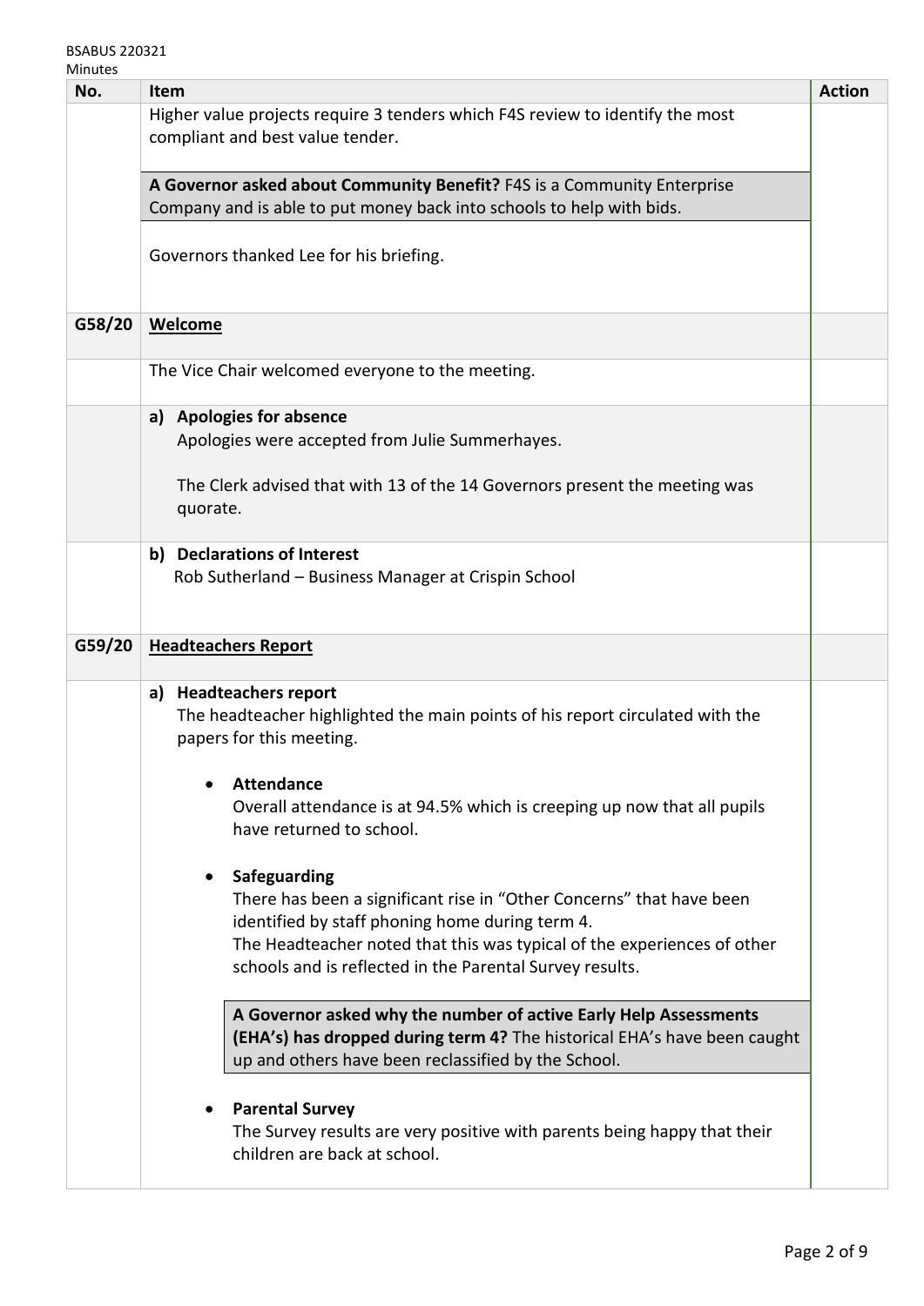| No. | Item | Action |
|---|---|---|
| | Higher value projects require 3 tenders which F4S review to identify the most compliant and best value tender. | |
| | **A Governor asked about Community Benefit?** F4S is a Community Enterprise Company and is able to put money back into schools to help with bids. | |
| | Governors thanked Lee for his briefing. | |
| G58/20 | **Welcome** | |
| | The Vice Chair welcomed everyone to the meeting. | |
| | **a) Apologies for absence**<br>Apologies were accepted from Julie Summerhayes.<br><br>The Clerk advised that with 13 of the 14 Governors present the meeting was quorate. | |
| | **b) Declarations of Interest**<br>Rob Sutherland – Business Manager at Crispin School | |
| G59/20 | **Headteachers Report** | |
| | **a) Headteachers report**<br>The headteacher highlighted the main points of his report circulated with the papers for this meeting.<br><br>• **Attendance**<br>Overall attendance is at 94.5% which is creeping up now that all pupils have returned to school.<br><br>• **Safeguarding**<br>There has been a significant rise in "Other Concerns" that have been identified by staff phoning home during term 4.<br>The Headteacher noted that this was typical of the experiences of other schools and is reflected in the Parental Survey results.<br><br>**A Governor asked why the number of active Early Help Assessments (EHA's) has dropped during term 4?** The historical EHA's have been caught up and others have been reclassified by the School.<br><br>• **Parental Survey**<br>The Survey results are very positive with parents being happy that their children are back at school. | |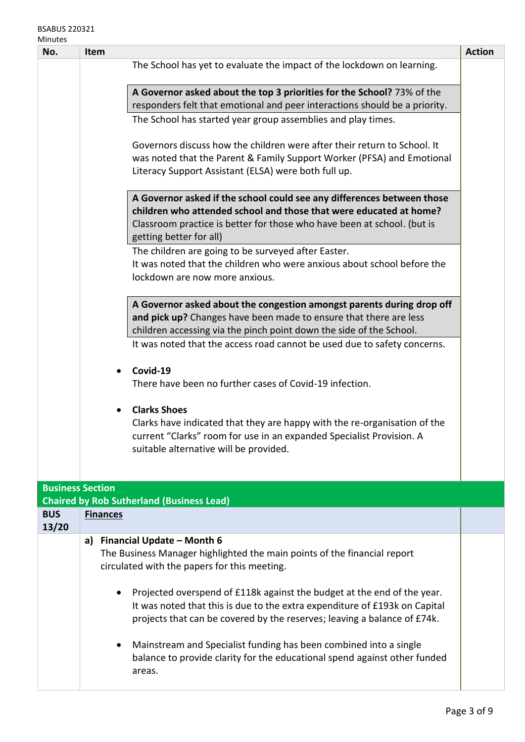| No. | Item | Action |
|---|---|---|
| | The School has yet to evaluate the impact of the lockdown on learning.<br><br>**A Governor asked about the top 3 priorities for the School?** 73% of the responders felt that emotional and peer interactions should be a priority.<br>The School has started year group assemblies and play times.<br><br>Governors discuss how the children were after their return to School. It was noted that the Parent & Family Support Worker (PFSA) and Emotional Literacy Support Assistant (ELSA) were both full up.<br><br>**A Governor asked if the school could see any differences between those children who attended school and those that were educated at home?** Classroom practice is better for those who have been at school. (but is getting better for all)<br>The children are going to be surveyed after Easter.<br>It was noted that the children who were anxious about school before the lockdown are now more anxious.<br><br>**A Governor asked about the congestion amongst parents during drop off and pick up?** Changes have been made to ensure that there are less children accessing via the pinch point down the side of the School.<br>It was noted that the access road cannot be used due to safety concerns.<br><br>• **Covid-19**<br>There have been no further cases of Covid-19 infection.<br><br>• **Clarks Shoes**<br>Clarks have indicated that they are happy with the re-organisation of the current "Clarks" room for use in an expanded Specialist Provision. A suitable alternative will be provided. | |
| **Business Section**<br>**Chaired by Rob Sutherland (Business Lead)** | | |
| **BUS 13/20** | **Finances** | |
| | **a) Financial Update – Month 6**<br>The Business Manager highlighted the main points of the financial report circulated with the papers for this meeting.<br><br>• Projected overspend of £118k against the budget at the end of the year. It was noted that this is due to the extra expenditure of £193k on Capital projects that can be covered by the reserves; leaving a balance of £74k.<br><br>• Mainstream and Specialist funding has been combined into a single balance to provide clarity for the educational spend against other funded areas. | |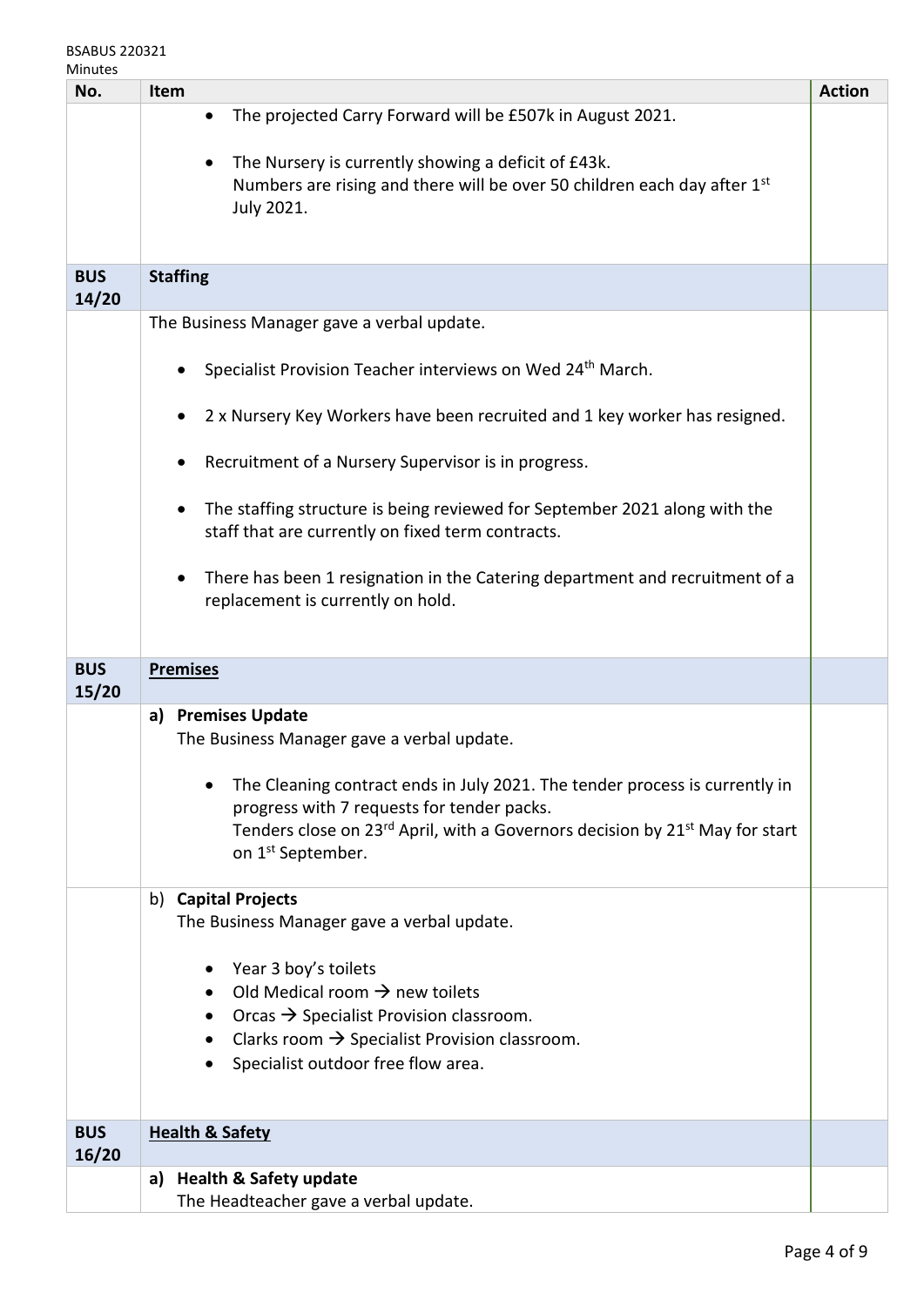| No. | Item | Action |
|---|---|---|
| | • The projected Carry Forward will be £507k in August 2021.<br><br>• The Nursery is currently showing a deficit of £43k.<br>Numbers are rising and there will be over 50 children each day after 1st July 2021. | |
| **BUS 14/20** | **Staffing** | |
| | The Business Manager gave a verbal update.<br><br>• Specialist Provision Teacher interviews on Wed 24th March.<br><br>• 2 x Nursery Key Workers have been recruited and 1 key worker has resigned.<br><br>• Recruitment of a Nursery Supervisor is in progress.<br><br>• The staffing structure is being reviewed for September 2021 along with the staff that are currently on fixed term contracts.<br><br>• There has been 1 resignation in the Catering department and recruitment of a replacement is currently on hold. | |
| **BUS 15/20** | **Premises** | |
| | **a) Premises Update**<br>The Business Manager gave a verbal update.<br><br>• The Cleaning contract ends in July 2021. The tender process is currently in progress with 7 requests for tender packs.<br>Tenders close on 23rd April, with a Governors decision by 21st May for start on 1st September. | |
| | b) **Capital Projects**<br>The Business Manager gave a verbal update.<br><br>• Year 3 boy's toilets<br>• Old Medical room → new toilets<br>• Orcas → Specialist Provision classroom.<br>• Clarks room → Specialist Provision classroom.<br>• Specialist outdoor free flow area. | |
| **BUS 16/20** | **Health & Safety** | |
| | **a) Health & Safety update**<br>The Headteacher gave a verbal update. | |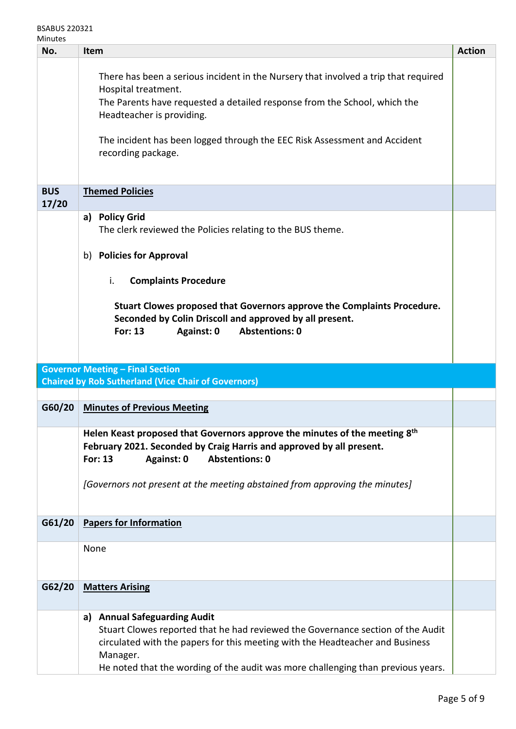| No. | Item | Action |
|---|---|---|
| | There has been a serious incident in the Nursery that involved a trip that required Hospital treatment.<br>The Parents have requested a detailed response from the School, which the Headteacher is providing.<br><br>The incident has been logged through the EEC Risk Assessment and Accident recording package. | |
| **BUS 17/20** | **Themed Policies** | |
| | **a) Policy Grid**<br>The clerk reviewed the Policies relating to the BUS theme.<br><br>b) **Policies for Approval**<br><br>i. **Complaints Procedure**<br><br>**Stuart Clowes proposed that Governors approve the Complaints Procedure. Seconded by Colin Driscoll and approved by all present.**<br>**For: 13 Against: 0 Abstentions: 0** | |
| **Governor Meeting – Final Section**<br>**Chaired by Rob Sutherland (Vice Chair of Governors)** | | |
| **G60/20** | **Minutes of Previous Meeting** | |
| | **Helen Keast proposed that Governors approve the minutes of the meeting 8th February 2021. Seconded by Craig Harris and approved by all present.**<br>**For: 13 Against: 0 Abstentions: 0**<br><br>*[Governors not present at the meeting abstained from approving the minutes]* | |
| **G61/20** | **Papers for Information** | |
| | None | |
| **G62/20** | **Matters Arising** | |
| | **a) Annual Safeguarding Audit**<br>Stuart Clowes reported that he had reviewed the Governance section of the Audit circulated with the papers for this meeting with the Headteacher and Business Manager.<br>He noted that the wording of the audit was more challenging than previous years. | |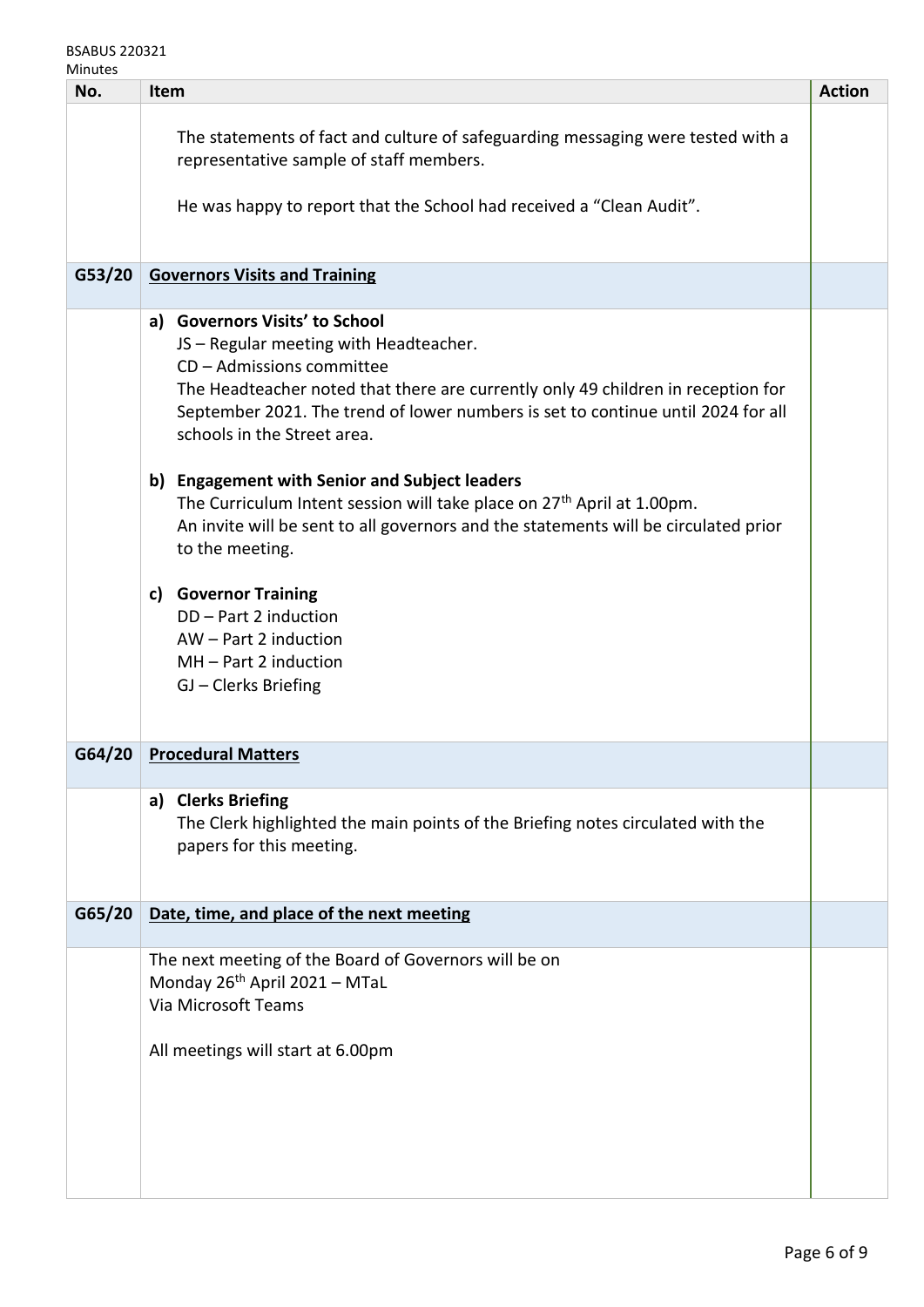| No. | Item | Action |
|---|---|---|
| | The statements of fact and culture of safeguarding messaging were tested with a representative sample of staff members.<br><br>He was happy to report that the School had received a "Clean Audit". | |
| **G53/20** | **Governors Visits and Training** | |
| | **a) Governors Visits' to School**<br>JS – Regular meeting with Headteacher.<br>CD – Admissions committee<br>The Headteacher noted that there are currently only 49 children in reception for September 2021. The trend of lower numbers is set to continue until 2024 for all schools in the Street area.<br><br>**b) Engagement with Senior and Subject leaders**<br>The Curriculum Intent session will take place on 27th April at 1.00pm.<br>An invite will be sent to all governors and the statements will be circulated prior to the meeting.<br><br>**c) Governor Training**<br>DD – Part 2 induction<br>AW – Part 2 induction<br>MH – Part 2 induction<br>GJ – Clerks Briefing | |
| **G64/20** | **Procedural Matters** | |
| | **a) Clerks Briefing**<br>The Clerk highlighted the main points of the Briefing notes circulated with the papers for this meeting. | |
| **G65/20** | **Date, time, and place of the next meeting** | |
| | The next meeting of the Board of Governors will be on<br>Monday 26th April 2021 – MTaL<br>Via Microsoft Teams<br><br>All meetings will start at 6.00pm | |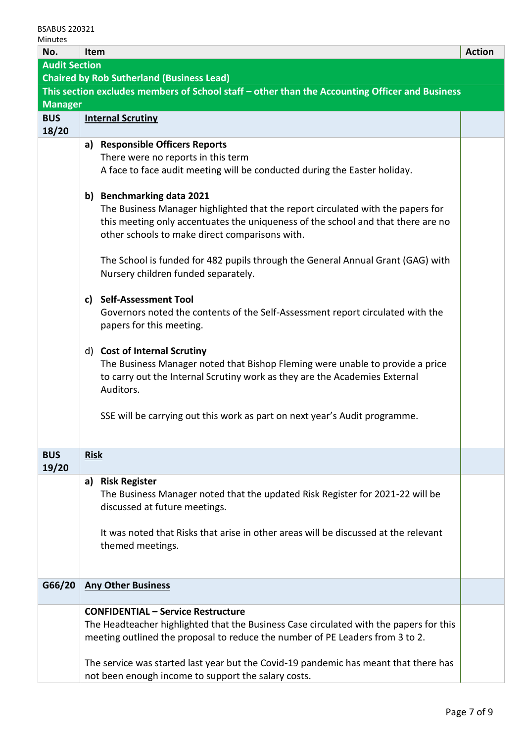| No. | Item | Action |
|---|---|---|
| **Audit Section**<br>**Chaired by Rob Sutherland (Business Lead)** | | |
| **This section excludes members of School staff – other than the Accounting Officer and Business Manager** | | |
| **BUS 18/20** | **Internal Scrutiny** | |
| | **a) Responsible Officers Reports**<br>There were no reports in this term<br>A face to face audit meeting will be conducted during the Easter holiday.<br><br>**b) Benchmarking data 2021**<br>The Business Manager highlighted that the report circulated with the papers for this meeting only accentuates the uniqueness of the school and that there are no other schools to make direct comparisons with.<br><br>The School is funded for 482 pupils through the General Annual Grant (GAG) with Nursery children funded separately.<br><br>**c) Self-Assessment Tool**<br>Governors noted the contents of the Self-Assessment report circulated with the papers for this meeting.<br><br>d) **Cost of Internal Scrutiny**<br>The Business Manager noted that Bishop Fleming were unable to provide a price to carry out the Internal Scrutiny work as they are the Academies External Auditors.<br><br>SSE will be carrying out this work as part on next year's Audit programme. | |
| **BUS 19/20** | **Risk** | |
| | **a) Risk Register**<br>The Business Manager noted that the updated Risk Register for 2021-22 will be discussed at future meetings.<br><br>It was noted that Risks that arise in other areas will be discussed at the relevant themed meetings. | |
| **G66/20** | **Any Other Business** | |
| | **CONFIDENTIAL – Service Restructure**<br>The Headteacher highlighted that the Business Case circulated with the papers for this meeting outlined the proposal to reduce the number of PE Leaders from 3 to 2.<br><br>The service was started last year but the Covid-19 pandemic has meant that there has not been enough income to support the salary costs. | |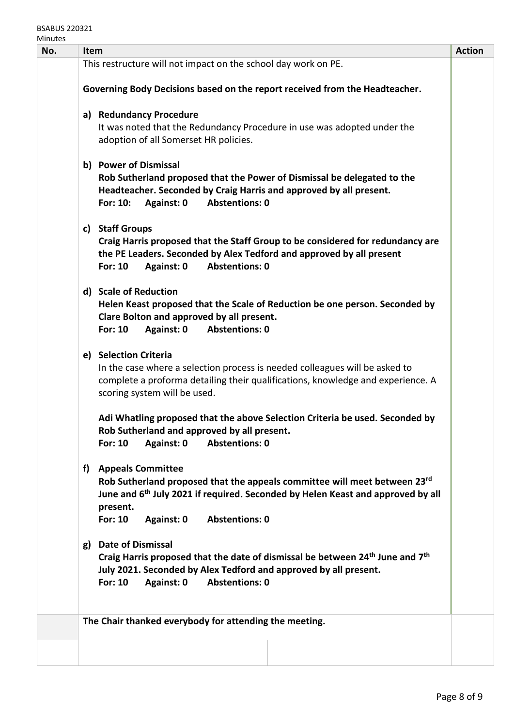| No. | Item | Action |
|---|---|---|
| | This restructure will not impact on the school day work on PE.<br><br>**Governing Body Decisions based on the report received from the Headteacher.**<br><br>a) **Redundancy Procedure**<br>It was noted that the Redundancy Procedure in use was adopted under the adoption of all Somerset HR policies.<br><br>b) **Power of Dismissal**<br>**Rob Sutherland proposed that the Power of Dismissal be delegated to the Headteacher. Seconded by Craig Harris and approved by all present.**<br>**For: 10: Against: 0 Abstentions: 0**<br><br>c) **Staff Groups**<br>**Craig Harris proposed that the Staff Group to be considered for redundancy are the PE Leaders. Seconded by Alex Tedford and approved by all present**<br>**For: 10 Against: 0 Abstentions: 0**<br><br>d) **Scale of Reduction**<br>**Helen Keast proposed that the Scale of Reduction be one person. Seconded by Clare Bolton and approved by all present.**<br>**For: 10 Against: 0 Abstentions: 0**<br><br>e) **Selection Criteria**<br>In the case where a selection process is needed colleagues will be asked to complete a proforma detailing their qualifications, knowledge and experience. A scoring system will be used.<br><br>**Adi Whatling proposed that the above Selection Criteria be used. Seconded by Rob Sutherland and approved by all present.**<br>**For: 10 Against: 0 Abstentions: 0**<br><br>f) **Appeals Committee**<br>**Rob Sutherland proposed that the appeals committee will meet between 23rd June and 6th July 2021 if required. Seconded by Helen Keast and approved by all present.**<br>**For: 10 Against: 0 Abstentions: 0**<br><br>g) **Date of Dismissal**<br>**Craig Harris proposed that the date of dismissal be between 24th June and 7th July 2021. Seconded by Alex Tedford and approved by all present.**<br>**For: 10 Against: 0 Abstentions: 0** | |
| | **The Chair thanked everybody for attending the meeting.** | |
| | | |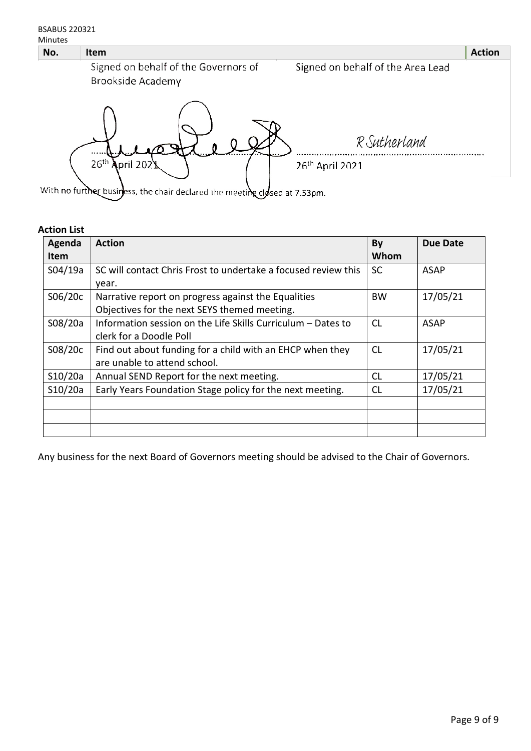| No. | Item | | Action |
|---|---|---|---|
| | Signed on behalf of the Governors of Brookside Academy<br><br>………………………………………<br>26th April 2021 | Signed on behalf of the Area Lead<br><br>R Sutherland<br>………………………………………<br>26th April 2021 | |

With no further business, the chair declared the meeting closed at 7.53pm.

**Action List**

| Agenda Item | Action | By Whom | Due Date |
|---|---|---|---|
| S04/19a | SC will contact Chris Frost to undertake a focused review this year. | SC | ASAP |
| S06/20c | Narrative report on progress against the Equalities Objectives for the next SEYS themed meeting. | BW | 17/05/21 |
| S08/20a | Information session on the Life Skills Curriculum – Dates to clerk for a Doodle Poll | CL | ASAP |
| S08/20c | Find out about funding for a child with an EHCP when they are unable to attend school. | CL | 17/05/21 |
| S10/20a | Annual SEND Report for the next meeting. | CL | 17/05/21 |
| S10/20a | Early Years Foundation Stage policy for the next meeting. | CL | 17/05/21 |
| | | | |
| | | | |
| | | | |

Any business for the next Board of Governors meeting should be advised to the Chair of Governors.